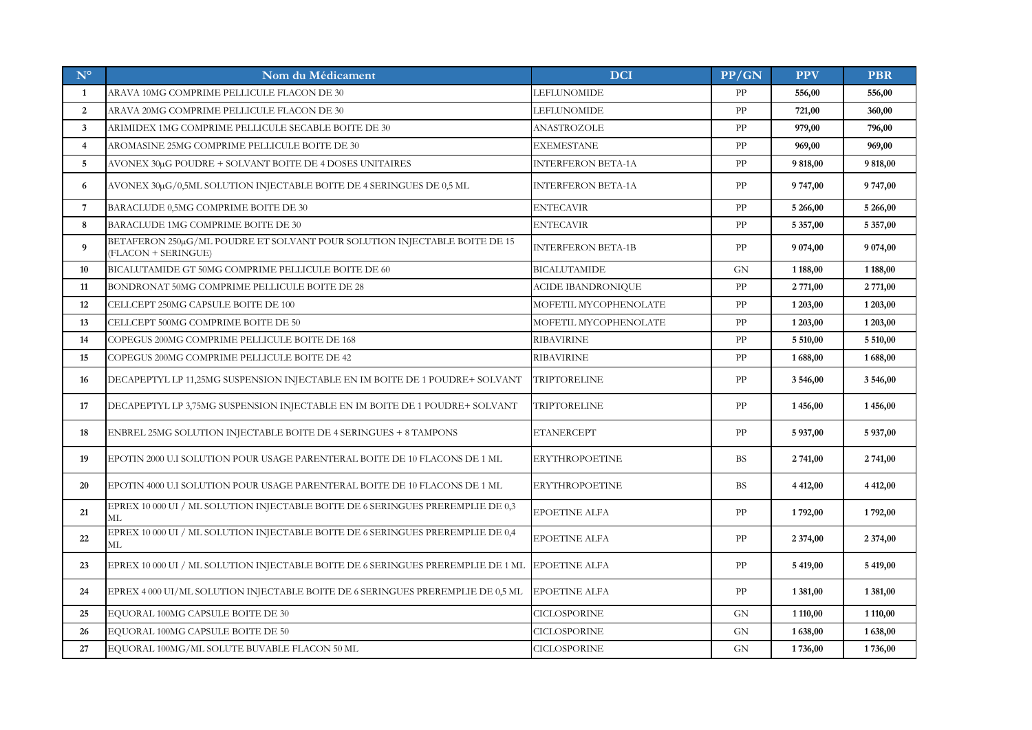| N° | Nom du Médicament | DCI | PP/GN | PPV | PBR |
|---|---|---|---|---|---|
| 1 | ARAVA 10MG COMPRIME PELLICULE FLACON DE 30 | LEFLUNOMIDE | PP | 556,00 | 556,00 |
| 2 | ARAVA 20MG COMPRIME PELLICULE FLACON DE 30 | LEFLUNOMIDE | PP | 721,00 | 360,00 |
| 3 | ARIMIDEX 1MG COMPRIME PELLICULE SECABLE BOITE DE 30 | ANASTROZOLE | PP | 979,00 | 796,00 |
| 4 | AROMASINE 25MG COMPRIME PELLICULE BOITE DE 30 | EXEMESTANE | PP | 969,00 | 969,00 |
| 5 | AVONEX 30µG POUDRE + SOLVANT BOITE DE 4 DOSES UNITAIRES | INTERFERON BETA-1A | PP | 9 818,00 | 9 818,00 |
| 6 | AVONEX 30µG/0,5ML SOLUTION INJECTABLE BOITE DE 4 SERINGUES DE 0,5 ML | INTERFERON BETA-1A | PP | 9 747,00 | 9 747,00 |
| 7 | BARACLUDE 0,5MG COMPRIME BOITE DE 30 | ENTECAVIR | PP | 5 266,00 | 5 266,00 |
| 8 | BARACLUDE 1MG COMPRIME BOITE DE 30 | ENTECAVIR | PP | 5 357,00 | 5 357,00 |
| 9 | BETAFERON 250µG/ML POUDRE ET SOLVANT POUR SOLUTION INJECTABLE BOITE DE 15 (FLACON + SERINGUE) | INTERFERON BETA-1B | PP | 9 074,00 | 9 074,00 |
| 10 | BICALUTAMIDE GT 50MG COMPRIME PELLICULE BOITE DE 60 | BICALUTAMIDE | GN | 1 188,00 | 1 188,00 |
| 11 | BONDRONAT 50MG COMPRIME PELLICULE BOITE DE 28 | ACIDE IBANDRONIQUE | PP | 2 771,00 | 2 771,00 |
| 12 | CELLCEPT 250MG CAPSULE BOITE DE 100 | MOFETIL MYCOPHENOLATE | PP | 1 203,00 | 1 203,00 |
| 13 | CELLCEPT 500MG COMPRIME BOITE DE 50 | MOFETIL MYCOPHENOLATE | PP | 1 203,00 | 1 203,00 |
| 14 | COPEGUS 200MG COMPRIME PELLICULE BOITE DE 168 | RIBAVIRINE | PP | 5 510,00 | 5 510,00 |
| 15 | COPEGUS 200MG COMPRIME PELLICULE BOITE DE 42 | RIBAVIRINE | PP | 1 688,00 | 1 688,00 |
| 16 | DECAPEPTYL LP 11,25MG SUSPENSION INJECTABLE EN IM BOITE DE 1 POUDRE+ SOLVANT | TRIPTORELINE | PP | 3 546,00 | 3 546,00 |
| 17 | DECAPEPTYL LP 3,75MG SUSPENSION INJECTABLE EN IM BOITE DE 1 POUDRE+ SOLVANT | TRIPTORELINE | PP | 1 456,00 | 1 456,00 |
| 18 | ENBREL 25MG SOLUTION INJECTABLE BOITE DE 4 SERINGUES + 8 TAMPONS | ETANERCEPT | PP | 5 937,00 | 5 937,00 |
| 19 | EPOTIN 2000 U.I SOLUTION POUR USAGE PARENTERAL BOITE DE 10 FLACONS DE 1 ML | ERYTHROPOETINE | BS | 2 741,00 | 2 741,00 |
| 20 | EPOTIN 4000 U.I SOLUTION POUR USAGE PARENTERAL BOITE DE 10 FLACONS DE 1 ML | ERYTHROPOETINE | BS | 4 412,00 | 4 412,00 |
| 21 | EPREX 10 000 UI / ML SOLUTION INJECTABLE BOITE DE 6 SERINGUES PREREMPLIE DE 0,3 ML | EPOETINE ALFA | PP | 1 792,00 | 1 792,00 |
| 22 | EPREX 10 000 UI / ML SOLUTION INJECTABLE BOITE DE 6 SERINGUES PREREMPLIE DE 0,4 ML | EPOETINE ALFA | PP | 2 374,00 | 2 374,00 |
| 23 | EPREX 10 000 UI / ML SOLUTION INJECTABLE BOITE DE 6 SERINGUES PREREMPLIE DE 1 ML | EPOETINE ALFA | PP | 5 419,00 | 5 419,00 |
| 24 | EPREX 4 000 UI/ML SOLUTION INJECTABLE BOITE DE 6 SERINGUES PREREMPLIE DE 0,5 ML | EPOETINE ALFA | PP | 1 381,00 | 1 381,00 |
| 25 | EQUORAL 100MG CAPSULE BOITE DE 30 | CICLOSPORINE | GN | 1 110,00 | 1 110,00 |
| 26 | EQUORAL 100MG CAPSULE BOITE DE 50 | CICLOSPORINE | GN | 1 638,00 | 1 638,00 |
| 27 | EQUORAL 100MG/ML SOLUTE BUVABLE FLACON 50 ML | CICLOSPORINE | GN | 1 736,00 | 1 736,00 |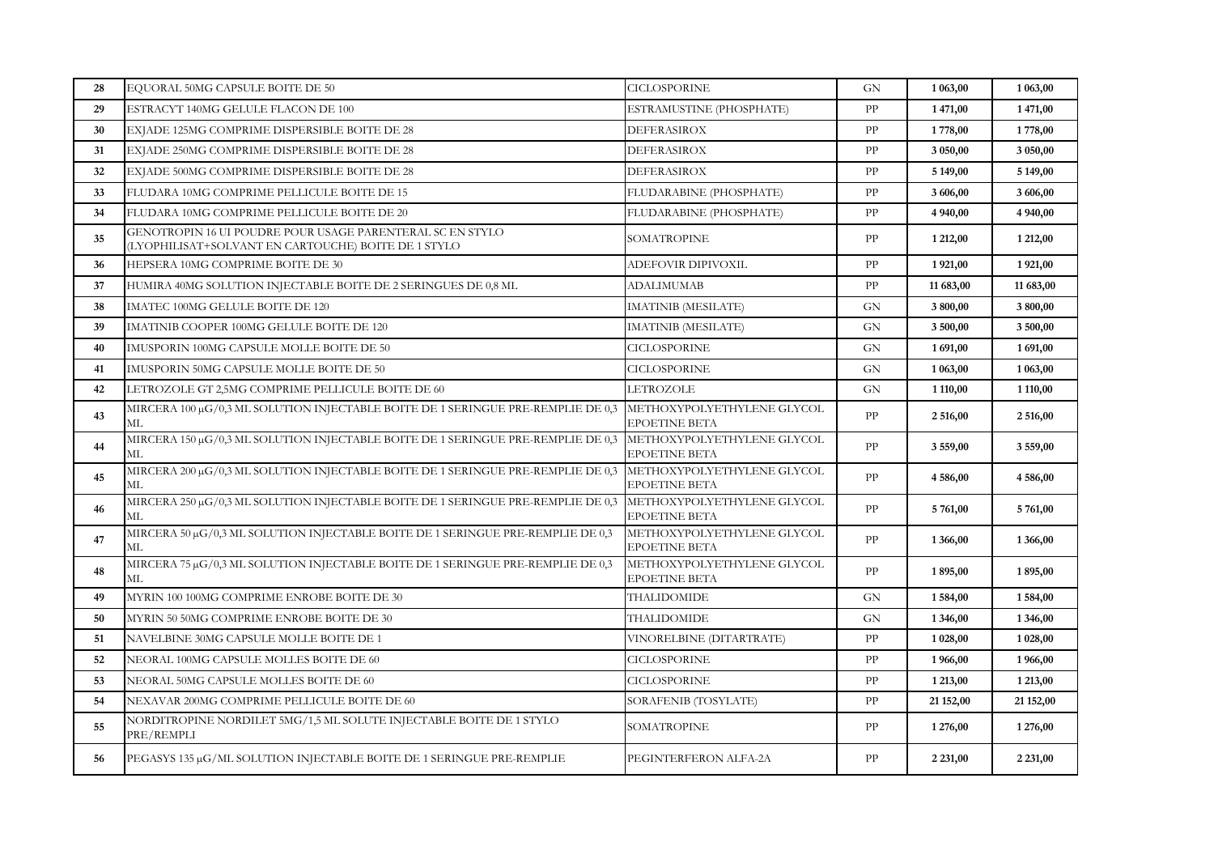| 28 | EQUORAL 50MG CAPSULE BOITE DE 50 | CICLOSPORINE | GN | **1 063,00** | **1 063,00** |
|---|---|---|---|---|---|
| 29 | ESTRACYT 140MG GELULE FLACON DE 100 | ESTRAMUSTINE (PHOSPHATE) | PP | **1 471,00** | **1 471,00** |
| 30 | EXJADE 125MG COMPRIME DISPERSIBLE BOITE DE 28 | DEFERASIROX | PP | **1 778,00** | **1 778,00** |
| 31 | EXJADE 250MG COMPRIME DISPERSIBLE BOITE DE 28 | DEFERASIROX | PP | **3 050,00** | **3 050,00** |
| 32 | EXJADE 500MG COMPRIME DISPERSIBLE BOITE DE 28 | DEFERASIROX | PP | **5 149,00** | **5 149,00** |
| 33 | FLUDARA 10MG COMPRIME PELLICULE BOITE DE 15 | FLUDARABINE (PHOSPHATE) | PP | **3 606,00** | **3 606,00** |
| 34 | FLUDARA 10MG COMPRIME PELLICULE BOITE DE 20 | FLUDARABINE (PHOSPHATE) | PP | **4 940,00** | **4 940,00** |
| 35 | GENOTROPIN 16 UI POUDRE POUR USAGE PARENTERAL SC EN STYLO (LYOPHILISAT+SOLVANT EN CARTOUCHE) BOITE DE 1 STYLO | SOMATROPINE | PP | **1 212,00** | **1 212,00** |
| 36 | HEPSERA 10MG COMPRIME BOITE DE 30 | ADEFOVIR DIPIVOXIL | PP | **1 921,00** | **1 921,00** |
| 37 | HUMIRA 40MG SOLUTION INJECTABLE BOITE DE 2 SERINGUES DE 0,8 ML | ADALIMUMAB | PP | **11 683,00** | **11 683,00** |
| 38 | IMATEC 100MG GELULE BOITE DE 120 | IMATINIB (MESILATE) | GN | **3 800,00** | **3 800,00** |
| 39 | IMATINIB COOPER 100MG GELULE BOITE DE 120 | IMATINIB (MESILATE) | GN | **3 500,00** | **3 500,00** |
| 40 | IMUSPORIN 100MG CAPSULE MOLLE BOITE DE 50 | CICLOSPORINE | GN | **1 691,00** | **1 691,00** |
| 41 | IMUSPORIN 50MG CAPSULE MOLLE BOITE DE 50 | CICLOSPORINE | GN | **1 063,00** | **1 063,00** |
| 42 | LETROZOLE GT 2,5MG COMPRIME PELLICULE BOITE DE 60 | LETROZOLE | GN | **1 110,00** | **1 110,00** |
| 43 | MIRCERA 100 µG/0,3 ML SOLUTION INJECTABLE BOITE DE 1 SERINGUE PRE-REMPLIE DE 0,3 ML | METHOXYPOLYETHYLENE GLYCOL EPOETINE BETA | PP | **2 516,00** | **2 516,00** |
| 44 | MIRCERA 150 µG/0,3 ML SOLUTION INJECTABLE BOITE DE 1 SERINGUE PRE-REMPLIE DE 0,3 ML | METHOXYPOLYETHYLENE GLYCOL EPOETINE BETA | PP | **3 559,00** | **3 559,00** |
| 45 | MIRCERA 200 µG/0,3 ML SOLUTION INJECTABLE BOITE DE 1 SERINGUE PRE-REMPLIE DE 0,3 ML | METHOXYPOLYETHYLENE GLYCOL EPOETINE BETA | PP | **4 586,00** | **4 586,00** |
| 46 | MIRCERA 250 µG/0,3 ML SOLUTION INJECTABLE BOITE DE 1 SERINGUE PRE-REMPLIE DE 0,3 ML | METHOXYPOLYETHYLENE GLYCOL EPOETINE BETA | PP | **5 761,00** | **5 761,00** |
| 47 | MIRCERA 50 µG/0,3 ML SOLUTION INJECTABLE BOITE DE 1 SERINGUE PRE-REMPLIE DE 0,3 ML | METHOXYPOLYETHYLENE GLYCOL EPOETINE BETA | PP | **1 366,00** | **1 366,00** |
| 48 | MIRCERA 75 µG/0,3 ML SOLUTION INJECTABLE BOITE DE 1 SERINGUE PRE-REMPLIE DE 0,3 ML | METHOXYPOLYETHYLENE GLYCOL EPOETINE BETA | PP | **1 895,00** | **1 895,00** |
| 49 | MYRIN 100 100MG COMPRIME ENROBE BOITE DE 30 | THALIDOMIDE | GN | **1 584,00** | **1 584,00** |
| 50 | MYRIN 50 50MG COMPRIME ENROBE BOITE DE 30 | THALIDOMIDE | GN | **1 346,00** | **1 346,00** |
| 51 | NAVELBINE 30MG CAPSULE MOLLE BOITE DE 1 | VINORELBINE (DITARTRATE) | PP | **1 028,00** | **1 028,00** |
| 52 | NEORAL 100MG CAPSULE MOLLES BOITE DE 60 | CICLOSPORINE | PP | **1 966,00** | **1 966,00** |
| 53 | NEORAL 50MG CAPSULE MOLLES BOITE DE 60 | CICLOSPORINE | PP | **1 213,00** | **1 213,00** |
| 54 | NEXAVAR 200MG COMPRIME PELLICULE BOITE DE 60 | SORAFENIB (TOSYLATE) | PP | **21 152,00** | **21 152,00** |
| 55 | NORDITROPINE NORDILET 5MG/1,5 ML SOLUTE INJECTABLE BOITE DE 1 STYLO PRE/REMPLI | SOMATROPINE | PP | **1 276,00** | **1 276,00** |
| 56 | PEGASYS 135 µG/ML SOLUTION INJECTABLE BOITE DE 1 SERINGUE PRE-REMPLIE | PEGINTERFERON ALFA-2A | PP | **2 231,00** | **2 231,00** |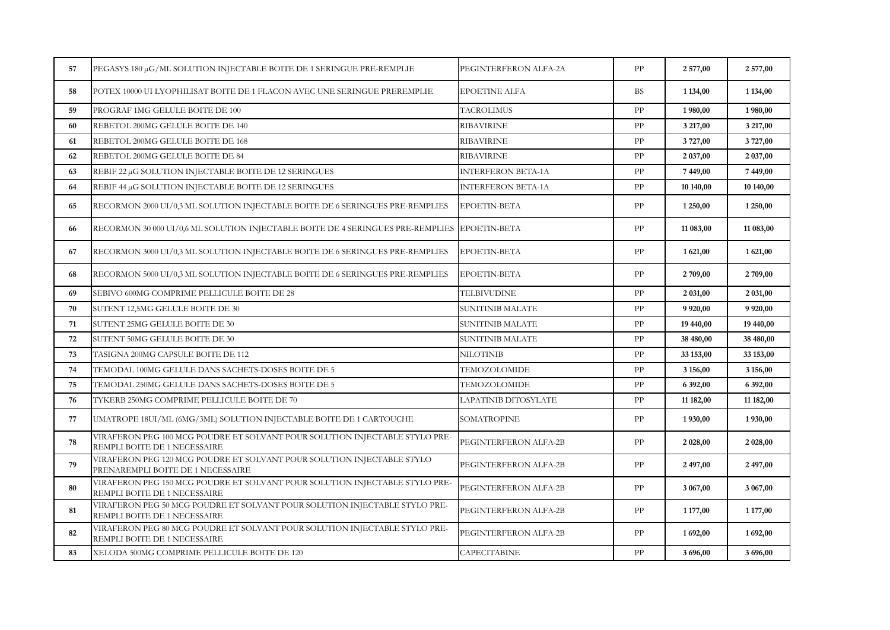| | | | | | |
|---|---|---|---|---|---|
| 57 | PEGASYS 180 µG/ML SOLUTION INJECTABLE BOITE DE 1 SERINGUE PRE-REMPLIE | PEGINTERFERON ALFA-2A | PP | **2 577,00** | **2 577,00** |
| 58 | POTEX 10000 UI LYOPHILISAT BOITE DE 1 FLACON AVEC UNE SERINGUE PREREMPLIE | EPOETINE ALFA | BS | **1 134,00** | **1 134,00** |
| 59 | PROGRAF 1MG GELULE BOITE DE 100 | TACROLIMUS | PP | **1 980,00** | **1 980,00** |
| 60 | REBETOL 200MG GELULE BOITE DE 140 | RIBAVIRINE | PP | **3 217,00** | **3 217,00** |
| 61 | REBETOL 200MG GELULE BOITE DE 168 | RIBAVIRINE | PP | **3 727,00** | **3 727,00** |
| 62 | REBETOL 200MG GELULE BOITE DE 84 | RIBAVIRINE | PP | **2 037,00** | **2 037,00** |
| 63 | REBIF 22 µG SOLUTION INJECTABLE BOITE DE 12 SERINGUES | INTERFERON BETA-1A | PP | **7 449,00** | **7 449,00** |
| 64 | REBIF 44 µG SOLUTION INJECTABLE BOITE DE 12 SERINGUES | INTERFERON BETA-1A | PP | **10 140,00** | **10 140,00** |
| 65 | RECORMON 2000 UI/0,3 ML SOLUTION INJECTABLE BOITE DE 6 SERINGUES PRE-REMPLIES | EPOETIN-BETA | PP | **1 250,00** | **1 250,00** |
| 66 | RECORMON 30 000 UI/0,6 ML SOLUTION INJECTABLE BOITE DE 4 SERINGUES PRE-REMPLIES | EPOETIN-BETA | PP | **11 083,00** | **11 083,00** |
| 67 | RECORMON 3000 UI/0,3 ML SOLUTION INJECTABLE BOITE DE 6 SERINGUES PRE-REMPLIES | EPOETIN-BETA | PP | **1 621,00** | **1 621,00** |
| 68 | RECORMON 5000 UI/0,3 ML SOLUTION INJECTABLE BOITE DE 6 SERINGUES PRE-REMPLIES | EPOETIN-BETA | PP | **2 709,00** | **2 709,00** |
| 69 | SEBIVO 600MG COMPRIME PELLICULE BOITE DE 28 | TELBIVUDINE | PP | **2 031,00** | **2 031,00** |
| 70 | SUTENT 12,5MG GELULE BOITE DE 30 | SUNITINIB MALATE | PP | **9 920,00** | **9 920,00** |
| 71 | SUTENT 25MG GELULE BOITE DE 30 | SUNITINIB MALATE | PP | **19 440,00** | **19 440,00** |
| 72 | SUTENT 50MG GELULE BOITE DE 30 | SUNITINIB MALATE | PP | **38 480,00** | **38 480,00** |
| 73 | TASIGNA 200MG CAPSULE BOITE DE 112 | NILOTINIB | PP | **33 153,00** | **33 153,00** |
| 74 | TEMODAL 100MG GELULE DANS SACHETS-DOSES BOITE DE 5 | TEMOZOLOMIDE | PP | **3 156,00** | **3 156,00** |
| 75 | TEMODAL 250MG GELULE DANS SACHETS-DOSES BOITE DE 5 | TEMOZOLOMIDE | PP | **6 392,00** | **6 392,00** |
| 76 | TYKERB 250MG COMPRIME PELLICULE BOITE DE 70 | LAPATINIB DITOSYLATE | PP | **11 182,00** | **11 182,00** |
| 77 | UMATROPE 18UI/ML (6MG/3ML) SOLUTION INJECTABLE BOITE DE 1 CARTOUCHE | SOMATROPINE | PP | **1 930,00** | **1 930,00** |
| 78 | VIRAFERON PEG 100 MCG POUDRE ET SOLVANT POUR SOLUTION INJECTABLE STYLO PRE-REMPLI BOITE DE 1 NECESSAIRE | PEGINTERFERON ALFA-2B | PP | **2 028,00** | **2 028,00** |
| 79 | VIRAFERON PEG 120 MCG POUDRE ET SOLVANT POUR SOLUTION INJECTABLE STYLO PRENAREMPLI BOITE DE 1 NECESSAIRE | PEGINTERFERON ALFA-2B | PP | **2 497,00** | **2 497,00** |
| 80 | VIRAFERON PEG 150 MCG POUDRE ET SOLVANT POUR SOLUTION INJECTABLE STYLO PRE-REMPLI BOITE DE 1 NECESSAIRE | PEGINTERFERON ALFA-2B | PP | **3 067,00** | **3 067,00** |
| 81 | VIRAFERON PEG 50 MCG POUDRE ET SOLVANT POUR SOLUTION INJECTABLE STYLO PRE-REMPLI BOITE DE 1 NECESSAIRE | PEGINTERFERON ALFA-2B | PP | **1 177,00** | **1 177,00** |
| 82 | VIRAFERON PEG 80 MCG POUDRE ET SOLVANT POUR SOLUTION INJECTABLE STYLO PRE-REMPLI BOITE DE 1 NECESSAIRE | PEGINTERFERON ALFA-2B | PP | **1 692,00** | **1 692,00** |
| 83 | XELODA 500MG COMPRIME PELLICULE BOITE DE 120 | CAPECITABINE | PP | **3 696,00** | **3 696,00** |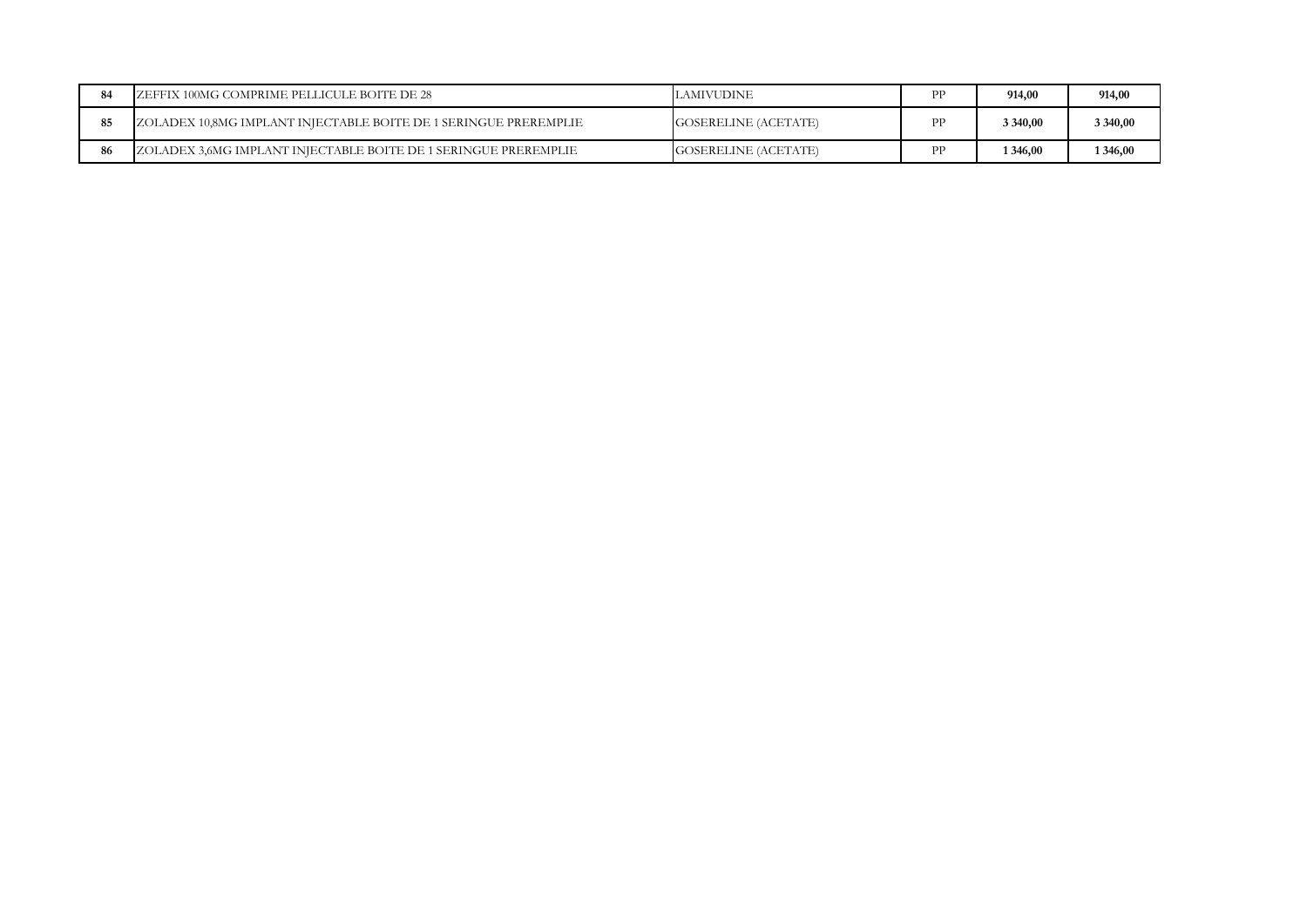| | | | | | |
|---|---|---|---|---|---|
| **84** | ZEFFIX 100MG COMPRIME PELLICULE BOITE DE 28 | LAMIVUDINE | PP | **914,00** | **914,00** |
| **85** | ZOLADEX 10,8MG IMPLANT INJECTABLE BOITE DE 1 SERINGUE PREREMPLIE | GOSERELINE (ACETATE) | PP | **3 340,00** | **3 340,00** |
| **86** | ZOLADEX 3,6MG IMPLANT INJECTABLE BOITE DE 1 SERINGUE PREREMPLIE | GOSERELINE (ACETATE) | PP | **1 346,00** | **1 346,00** |